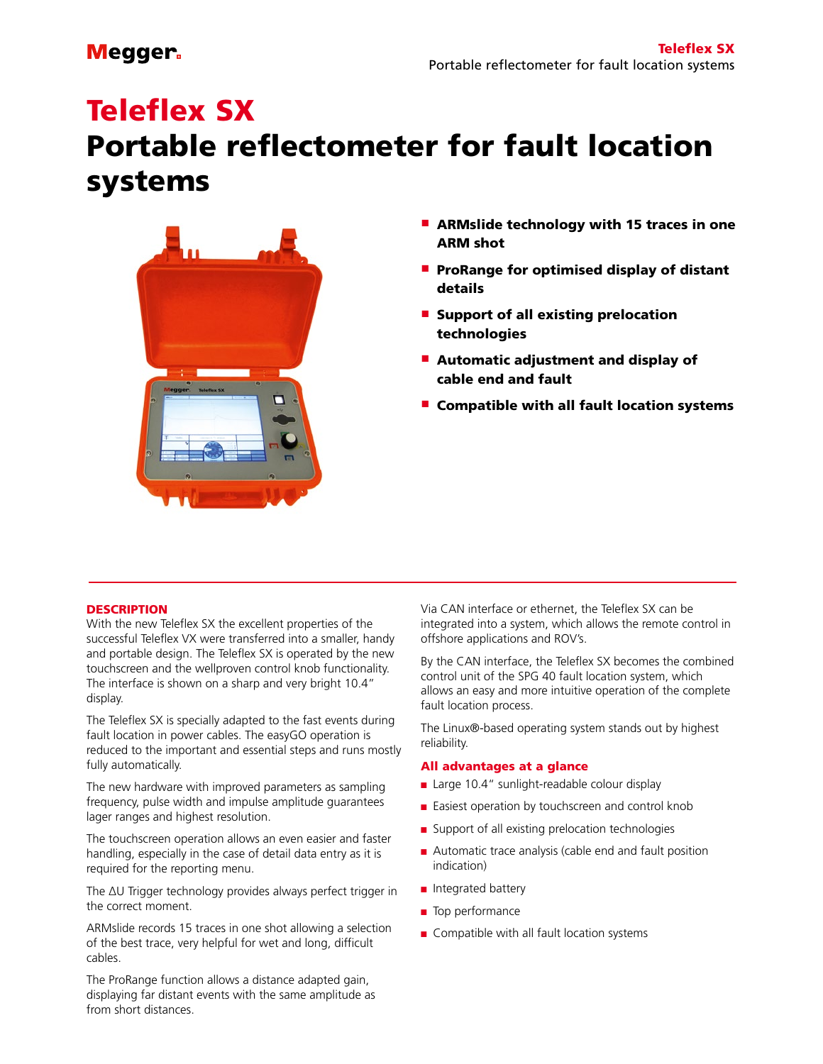# Teleflex SX
# Portable reflectometer for fault location systems

- **ARMslide technology with 15 traces in one ARM shot**
- **ProRange for optimised display of distant details**
- **Support of all existing prelocation technologies**
- **Automatic adjustment and display of cable end and fault**
- **Compatible with all fault location systems**

## DESCRIPTION

With the new Teleflex SX the excellent properties of the successful Teleflex VX were transferred into a smaller, handy and portable design. The Teleflex SX is operated by the new touchscreen and the wellproven control knob functionality. The interface is shown on a sharp and very bright 10.4" display.

The Teleflex SX is specially adapted to the fast events during fault location in power cables. The easyGO operation is reduced to the important and essential steps and runs mostly fully automatically.

The new hardware with improved parameters as sampling frequency, pulse width and impulse amplitude guarantees lager ranges and highest resolution.

The touchscreen operation allows an even easier and faster handling, especially in the case of detail data entry as it is required for the reporting menu.

The ΔU Trigger technology provides always perfect trigger in the correct moment.

ARMslide records 15 traces in one shot allowing a selection of the best trace, very helpful for wet and long, difficult cables.

The ProRange function allows a distance adapted gain, displaying far distant events with the same amplitude as from short distances.

Via CAN interface or ethernet, the Teleflex SX can be integrated into a system, which allows the remote control in offshore applications and ROV's.

By the CAN interface, the Teleflex SX becomes the combined control unit of the SPG 40 fault location system, which allows an easy and more intuitive operation of the complete fault location process.

The Linux®-based operating system stands out by highest reliability.

### All advantages at a glance

- Large 10.4" sunlight-readable colour display
- Easiest operation by touchscreen and control knob
- Support of all existing prelocation technologies
- Automatic trace analysis (cable end and fault position indication)
- Integrated battery
- Top performance
- Compatible with all fault location systems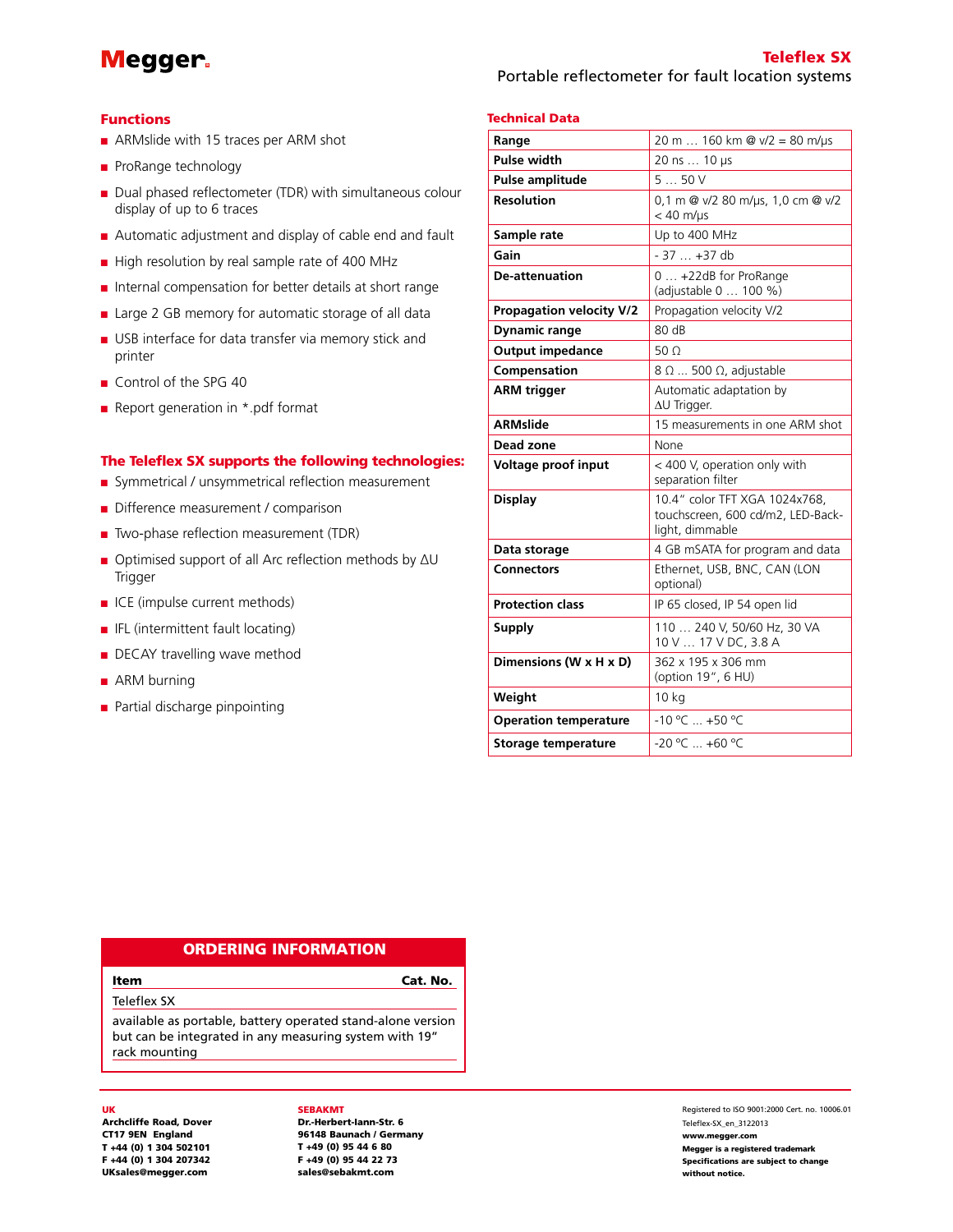## Functions

- ARMslide with 15 traces per ARM shot
- ProRange technology
- Dual phased reflectometer (TDR) with simultaneous colour display of up to 6 traces
- Automatic adjustment and display of cable end and fault
- High resolution by real sample rate of 400 MHz
- Internal compensation for better details at short range
- Large 2 GB memory for automatic storage of all data
- USB interface for data transfer via memory stick and printer
- Control of the SPG 40
- Report generation in *.pdf format

## The Teleflex SX supports the following technologies:

- Symmetrical / unsymmetrical reflection measurement
- Difference measurement / comparison
- Two-phase reflection measurement (TDR)
- Optimised support of all Arc reflection methods by ΔU Trigger
- ICE (impulse current methods)
- IFL (intermittent fault locating)
- DECAY travelling wave method
- ARM burning
- Partial discharge pinpointing

## Technical Data

| | |
|---|---|
| **Range** | 20 m … 160 km @ v/2 = 80 m/µs |
| **Pulse width** | 20 ns … 10 µs |
| **Pulse amplitude** | 5 … 50 V |
| **Resolution** | 0,1 m @ v/2 80 m/µs, 1,0 cm @ v/2 < 40 m/µs |
| **Sample rate** | Up to 400 MHz |
| **Gain** | - 37 … +37 db |
| **De-attenuation** | 0 … +22dB for ProRange (adjustable 0 … 100 %) |
| **Propagation velocity V/2** | Propagation velocity V/2 |
| **Dynamic range** | 80 dB |
| **Output impedance** | 50 Ω |
| **Compensation** | 8 Ω ... 500 Ω, adjustable |
| **ARM trigger** | Automatic adaptation by ΔU Trigger. |
| **ARMslide** | 15 measurements in one ARM shot |
| **Dead zone** | None |
| **Voltage proof input** | < 400 V, operation only with separation filter |
| **Display** | 10.4" color TFT XGA 1024x768, touchscreen, 600 cd/m2, LED-Back-light, dimmable |
| **Data storage** | 4 GB mSATA for program and data |
| **Connectors** | Ethernet, USB, BNC, CAN (LON optional) |
| **Protection class** | IP 65 closed, IP 54 open lid |
| **Supply** | 110 … 240 V, 50/60 Hz, 30 VA<br>10 V … 17 V DC, 3.8 A |
| **Dimensions (W x H x D)** | 362 x 195 x 306 mm (option 19", 6 HU) |
| **Weight** | 10 kg |
| **Operation temperature** | -10 °C … +50 °C |
| **Storage temperature** | -20 °C … +60 °C |

## ORDERING INFORMATION

| Item | Cat. No. |
|---|---|
| Teleflex SX | |
| available as portable, battery operated stand-alone version but can be integrated in any measuring system with 19" rack mounting | |

**UK**
**Archcliffe Road, Dover**
**CT17 9EN England**
**T +44 (0) 1 304 502101**
**F +44 (0) 1 304 207342**
**UKsales@megger.com**

**SEBAKMT**
**Dr.-Herbert-Iann-Str. 6**
**96148 Baunach / Germany**
**T +49 (0) 95 44 6 80**
**F +49 (0) 95 44 22 73**
**sales@sebakmt.com**

Registered to ISO 9001:2000 Cert. no. 10006.01
Teleflex-SX_en_3122013
**www.megger.com**
**Megger is a registered trademark**
**Specifications are subject to change without notice.**